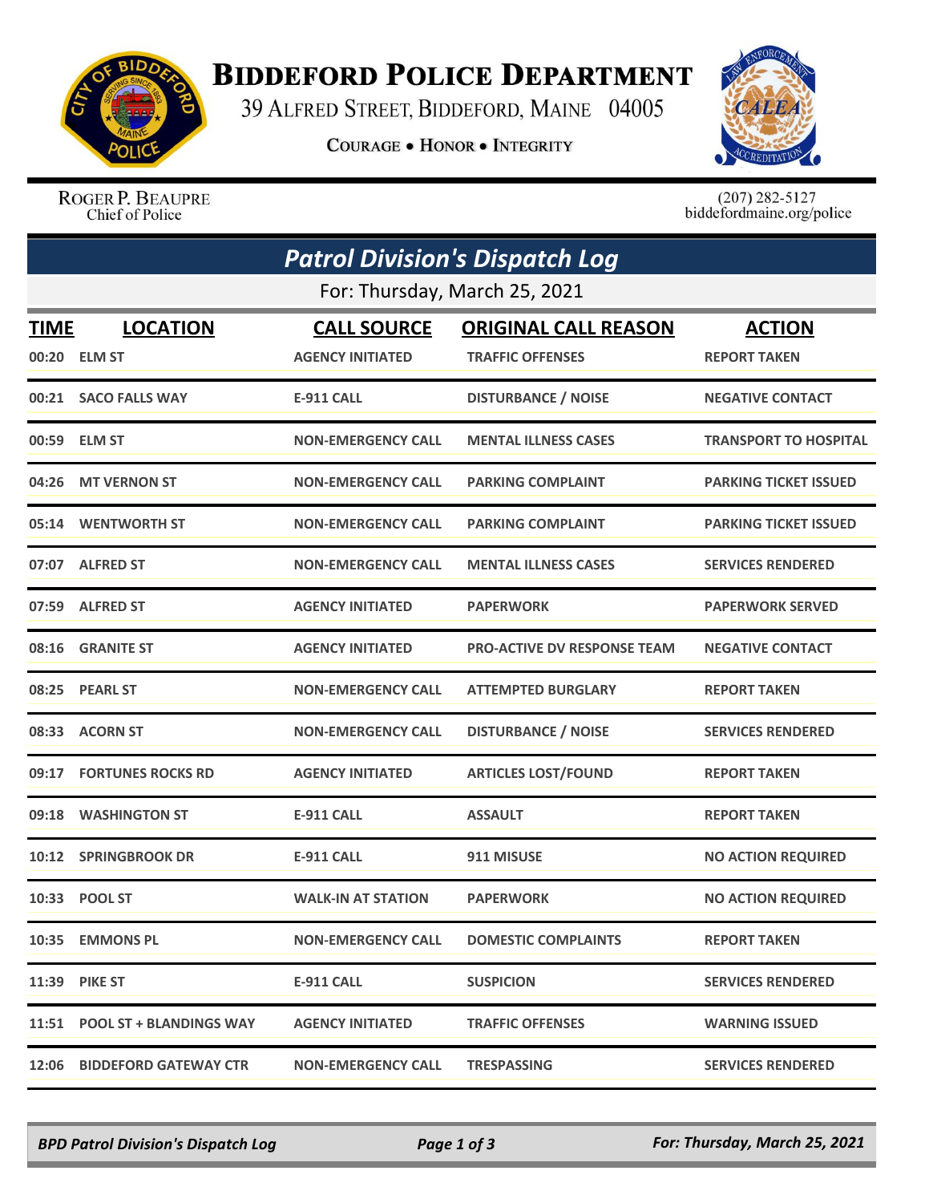# Biddeford Police Department

39 Alfred Street, Biddeford, Maine 04005

**Courage • Honor • Integrity**

Roger P. Beaupre
Chief of Police

(207) 282-5127
biddefordmaine.org/police

## *Patrol Division's Dispatch Log*

For: Thursday, March 25, 2021

| TIME | LOCATION | CALL SOURCE | ORIGINAL CALL REASON | ACTION |
|---|---|---|---|---|
| 00:20 | ELM ST | AGENCY INITIATED | TRAFFIC OFFENSES | REPORT TAKEN |
| 00:21 | SACO FALLS WAY | E-911 CALL | DISTURBANCE / NOISE | NEGATIVE CONTACT |
| 00:59 | ELM ST | NON-EMERGENCY CALL | MENTAL ILLNESS CASES | TRANSPORT TO HOSPITAL |
| 04:26 | MT VERNON ST | NON-EMERGENCY CALL | PARKING COMPLAINT | PARKING TICKET ISSUED |
| 05:14 | WENTWORTH ST | NON-EMERGENCY CALL | PARKING COMPLAINT | PARKING TICKET ISSUED |
| 07:07 | ALFRED ST | NON-EMERGENCY CALL | MENTAL ILLNESS CASES | SERVICES RENDERED |
| 07:59 | ALFRED ST | AGENCY INITIATED | PAPERWORK | PAPERWORK SERVED |
| 08:16 | GRANITE ST | AGENCY INITIATED | PRO-ACTIVE DV RESPONSE TEAM | NEGATIVE CONTACT |
| 08:25 | PEARL ST | NON-EMERGENCY CALL | ATTEMPTED BURGLARY | REPORT TAKEN |
| 08:33 | ACORN ST | NON-EMERGENCY CALL | DISTURBANCE / NOISE | SERVICES RENDERED |
| 09:17 | FORTUNES ROCKS RD | AGENCY INITIATED | ARTICLES LOST/FOUND | REPORT TAKEN |
| 09:18 | WASHINGTON ST | E-911 CALL | ASSAULT | REPORT TAKEN |
| 10:12 | SPRINGBROOK DR | E-911 CALL | 911 MISUSE | NO ACTION REQUIRED |
| 10:33 | POOL ST | WALK-IN AT STATION | PAPERWORK | NO ACTION REQUIRED |
| 10:35 | EMMONS PL | NON-EMERGENCY CALL | DOMESTIC COMPLAINTS | REPORT TAKEN |
| 11:39 | PIKE ST | E-911 CALL | SUSPICION | SERVICES RENDERED |
| 11:51 | POOL ST + BLANDINGS WAY | AGENCY INITIATED | TRAFFIC OFFENSES | WARNING ISSUED |
| 12:06 | BIDDEFORD GATEWAY CTR | NON-EMERGENCY CALL | TRESPASSING | SERVICES RENDERED |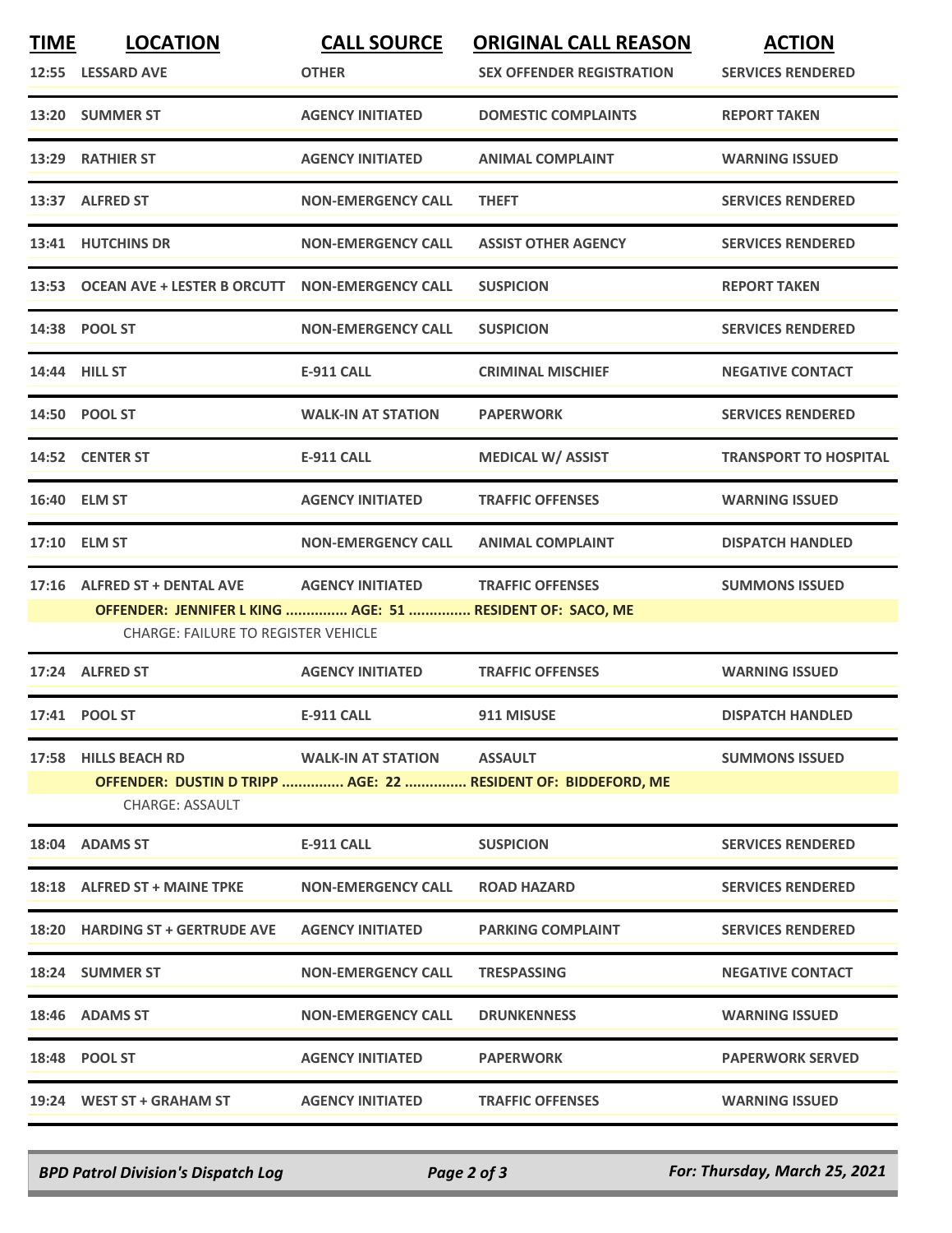| TIME | LOCATION | CALL SOURCE | ORIGINAL CALL REASON | ACTION |
|---|---|---|---|---|
| 12:55 | LESSARD AVE | OTHER | SEX OFFENDER REGISTRATION | SERVICES RENDERED |
| 13:20 | SUMMER ST | AGENCY INITIATED | DOMESTIC COMPLAINTS | REPORT TAKEN |
| 13:29 | RATHIER ST | AGENCY INITIATED | ANIMAL COMPLAINT | WARNING ISSUED |
| 13:37 | ALFRED ST | NON-EMERGENCY CALL | THEFT | SERVICES RENDERED |
| 13:41 | HUTCHINS DR | NON-EMERGENCY CALL | ASSIST OTHER AGENCY | SERVICES RENDERED |
| 13:53 | OCEAN AVE + LESTER B ORCUTT | NON-EMERGENCY CALL | SUSPICION | REPORT TAKEN |
| 14:38 | POOL ST | NON-EMERGENCY CALL | SUSPICION | SERVICES RENDERED |
| 14:44 | HILL ST | E-911 CALL | CRIMINAL MISCHIEF | NEGATIVE CONTACT |
| 14:50 | POOL ST | WALK-IN AT STATION | PAPERWORK | SERVICES RENDERED |
| 14:52 | CENTER ST | E-911 CALL | MEDICAL W/ ASSIST | TRANSPORT TO HOSPITAL |
| 16:40 | ELM ST | AGENCY INITIATED | TRAFFIC OFFENSES | WARNING ISSUED |
| 17:10 | ELM ST | NON-EMERGENCY CALL | ANIMAL COMPLAINT | DISPATCH HANDLED |
| 17:16 | ALFRED ST + DENTAL AVE | AGENCY INITIATED | TRAFFIC OFFENSES | SUMMONS ISSUED |
| | OFFENDER: JENNIFER L KING ............... AGE: 51 ............... RESIDENT OF: SACO, ME | | | |
| | CHARGE: FAILURE TO REGISTER VEHICLE | | | |
| 17:24 | ALFRED ST | AGENCY INITIATED | TRAFFIC OFFENSES | WARNING ISSUED |
| 17:41 | POOL ST | E-911 CALL | 911 MISUSE | DISPATCH HANDLED |
| 17:58 | HILLS BEACH RD | WALK-IN AT STATION | ASSAULT | SUMMONS ISSUED |
| | OFFENDER: DUSTIN D TRIPP ............... AGE: 22 ............... RESIDENT OF: BIDDEFORD, ME | | | |
| | CHARGE: ASSAULT | | | |
| 18:04 | ADAMS ST | E-911 CALL | SUSPICION | SERVICES RENDERED |
| 18:18 | ALFRED ST + MAINE TPKE | NON-EMERGENCY CALL | ROAD HAZARD | SERVICES RENDERED |
| 18:20 | HARDING ST + GERTRUDE AVE | AGENCY INITIATED | PARKING COMPLAINT | SERVICES RENDERED |
| 18:24 | SUMMER ST | NON-EMERGENCY CALL | TRESPASSING | NEGATIVE CONTACT |
| 18:46 | ADAMS ST | NON-EMERGENCY CALL | DRUNKENNESS | WARNING ISSUED |
| 18:48 | POOL ST | AGENCY INITIATED | PAPERWORK | PAPERWORK SERVED |
| 19:24 | WEST ST + GRAHAM ST | AGENCY INITIATED | TRAFFIC OFFENSES | WARNING ISSUED |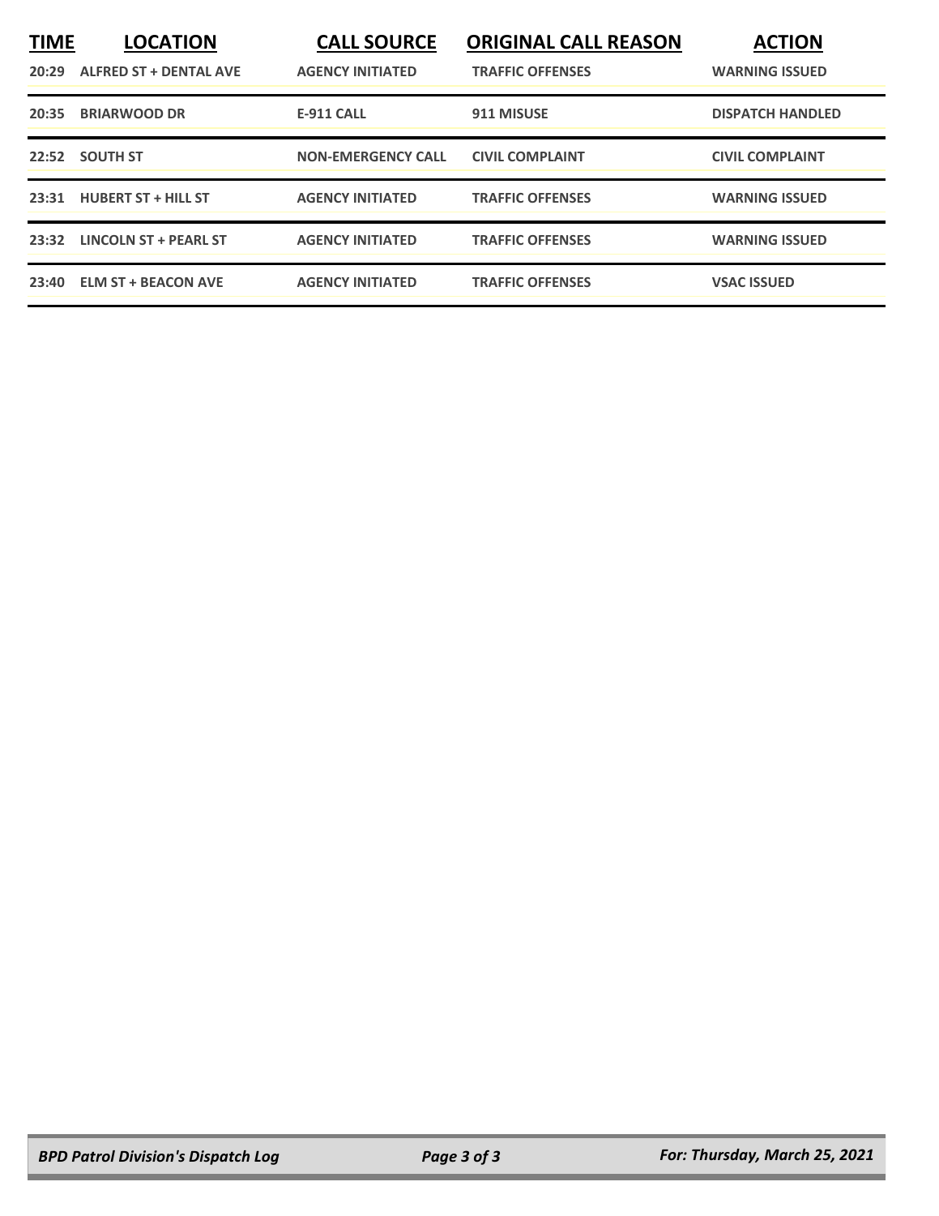| TIME | LOCATION | CALL SOURCE | ORIGINAL CALL REASON | ACTION |
| --- | --- | --- | --- | --- |
| 20:29 | ALFRED ST + DENTAL AVE | AGENCY INITIATED | TRAFFIC OFFENSES | WARNING ISSUED |
| 20:35 | BRIARWOOD DR | E-911 CALL | 911 MISUSE | DISPATCH HANDLED |
| 22:52 | SOUTH ST | NON-EMERGENCY CALL | CIVIL COMPLAINT | CIVIL COMPLAINT |
| 23:31 | HUBERT ST + HILL ST | AGENCY INITIATED | TRAFFIC OFFENSES | WARNING ISSUED |
| 23:32 | LINCOLN ST + PEARL ST | AGENCY INITIATED | TRAFFIC OFFENSES | WARNING ISSUED |
| 23:40 | ELM ST + BEACON AVE | AGENCY INITIATED | TRAFFIC OFFENSES | VSAC ISSUED |